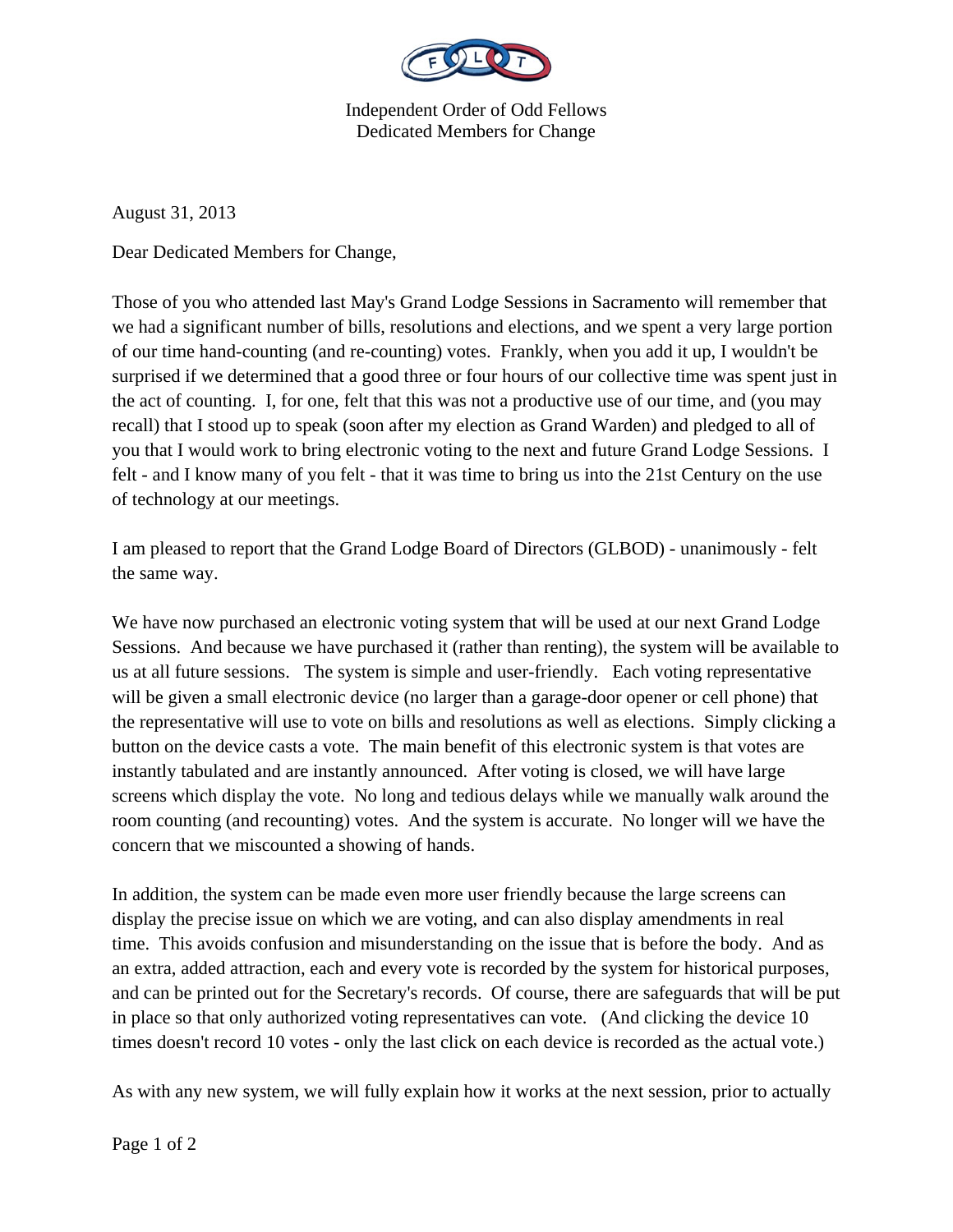Independent Order of Odd Fellows
Dedicated Members for Change

August 31, 2013

Dear Dedicated Members for Change,

Those of you who attended last May's Grand Lodge Sessions in Sacramento will remember that we had a significant number of bills, resolutions and elections, and we spent a very large portion of our time hand-counting (and re-counting) votes. Frankly, when you add it up, I wouldn't be surprised if we determined that a good three or four hours of our collective time was spent just in the act of counting. I, for one, felt that this was not a productive use of our time, and (you may recall) that I stood up to speak (soon after my election as Grand Warden) and pledged to all of you that I would work to bring electronic voting to the next and future Grand Lodge Sessions. I felt - and I know many of you felt - that it was time to bring us into the 21st Century on the use of technology at our meetings.

I am pleased to report that the Grand Lodge Board of Directors (GLBOD) - unanimously - felt the same way.

We have now purchased an electronic voting system that will be used at our next Grand Lodge Sessions. And because we have purchased it (rather than renting), the system will be available to us at all future sessions. The system is simple and user-friendly. Each voting representative will be given a small electronic device (no larger than a garage-door opener or cell phone) that the representative will use to vote on bills and resolutions as well as elections. Simply clicking a button on the device casts a vote. The main benefit of this electronic system is that votes are instantly tabulated and are instantly announced. After voting is closed, we will have large screens which display the vote. No long and tedious delays while we manually walk around the room counting (and recounting) votes. And the system is accurate. No longer will we have the concern that we miscounted a showing of hands.

In addition, the system can be made even more user friendly because the large screens can display the precise issue on which we are voting, and can also display amendments in real time. This avoids confusion and misunderstanding on the issue that is before the body. And as an extra, added attraction, each and every vote is recorded by the system for historical purposes, and can be printed out for the Secretary's records. Of course, there are safeguards that will be put in place so that only authorized voting representatives can vote. (And clicking the device 10 times doesn't record 10 votes - only the last click on each device is recorded as the actual vote.)

As with any new system, we will fully explain how it works at the next session, prior to actually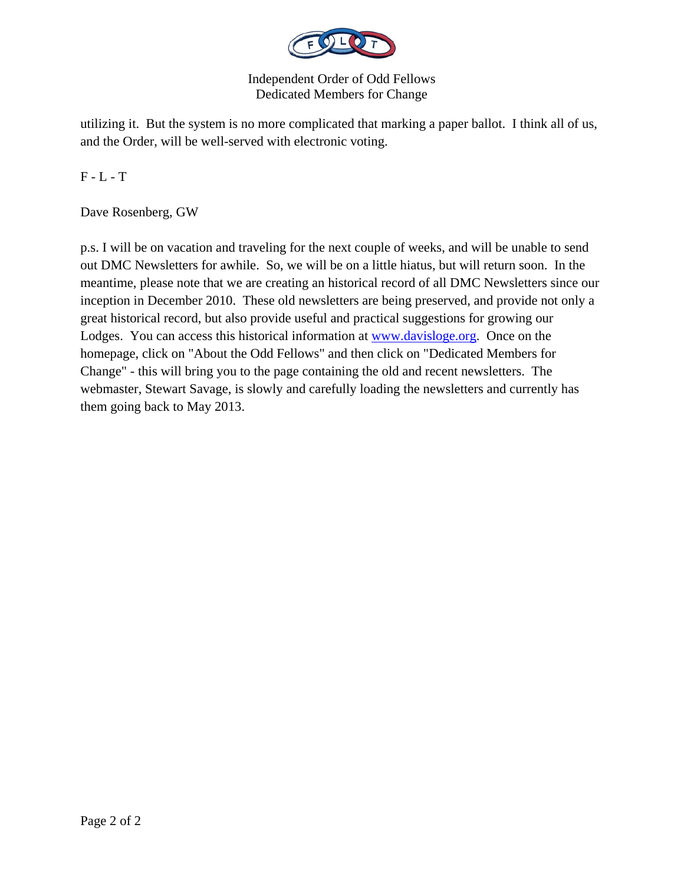utilizing it. But the system is no more complicated that marking a paper ballot. I think all of us, and the Order, will be well-served with electronic voting.

F - L - T

Dave Rosenberg, GW

p.s. I will be on vacation and traveling for the next couple of weeks, and will be unable to send out DMC Newsletters for awhile. So, we will be on a little hiatus, but will return soon. In the meantime, please note that we are creating an historical record of all DMC Newsletters since our inception in December 2010. These old newsletters are being preserved, and provide not only a great historical record, but also provide useful and practical suggestions for growing our Lodges. You can access this historical information at [www.davisloge.org](http://www.davisloge.org). Once on the homepage, click on "About the Odd Fellows" and then click on "Dedicated Members for Change" - this will bring you to the page containing the old and recent newsletters. The webmaster, Stewart Savage, is slowly and carefully loading the newsletters and currently has them going back to May 2013.